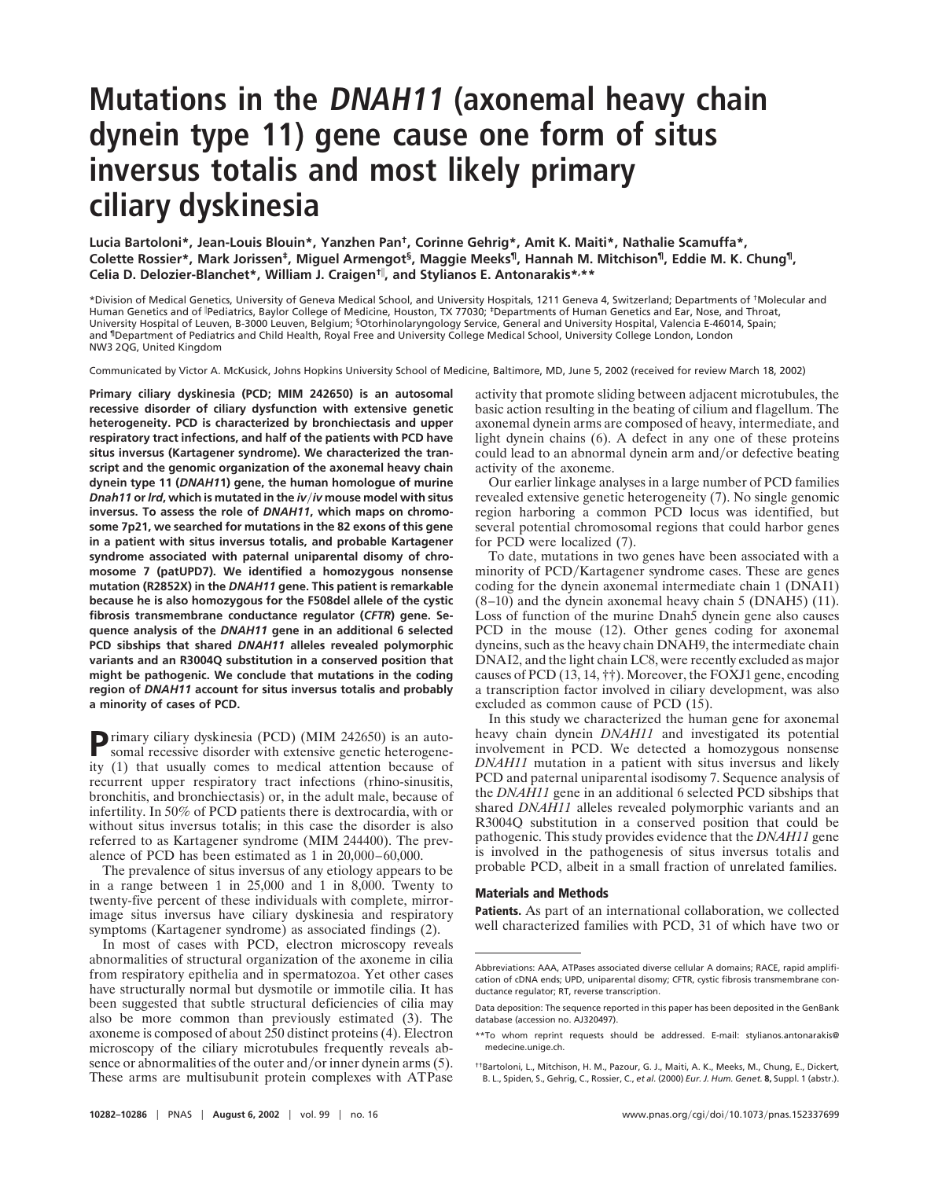# Mutations in the *DNAH11* (axonemal heavy chain dynein type 11) gene cause one form of situs inversus totalis and most likely primary ciliary dyskinesia

**Lucia Bartoloni\*, Jean-Louis Blouin\*, Yanzhen Pan†, Corinne Gehrig\*, Amit K. Maiti\*, Nathalie Scamuffa\*, Colette Rossier\*, Mark Jorissen‡, Miguel Armengot§, Maggie Meeks¶, Hannah M. Mitchison¶, Eddie M. K. Chung¶, Celia D. Delozier-Blanchet\*, William J. Craigen†‖, and Stylianos E. Antonarakis\*,\*\***

\*Division of Medical Genetics, University of Geneva Medical School, and University Hospitals, 1211 Geneva 4, Switzerland; Departments of †Molecular and Human Genetics and of ‖Pediatrics, Baylor College of Medicine, Houston, TX 77030; ‡Departments of Human Genetics and Ear, Nose, and Throat, University Hospital of Leuven, B-3000 Leuven, Belgium; §Otorhinolaryngology Service, General and University Hospital, Valencia E-46014, Spain; and ¶Department of Pediatrics and Child Health, Royal Free and University College Medical School, University College London, London NW3 2QG, United Kingdom

Communicated by Victor A. McKusick, Johns Hopkins University School of Medicine, Baltimore, MD, June 5, 2002 (received for review March 18, 2002)

**Primary ciliary dyskinesia (PCD; MIM 242650) is an autosomal recessive disorder of ciliary dysfunction with extensive genetic heterogeneity. PCD is characterized by bronchiectasis and upper respiratory tract infections, and half of the patients with PCD have situs inversus (Kartagener syndrome). We characterized the transcript and the genomic organization of the axonemal heavy chain dynein type 11 (*DNAH11*) gene, the human homologue of murine *Dnah11* or *lrd*, which is mutated in the *iv*/*iv* mouse model with situs inversus. To assess the role of *DNAH11*, which maps on chromosome 7p21, we searched for mutations in the 82 exons of this gene in a patient with situs inversus totalis, and probable Kartagener syndrome associated with paternal uniparental disomy of chromosome 7 (patUPD7). We identified a homozygous nonsense mutation (R2852X) in the *DNAH11* gene. This patient is remarkable because he is also homozygous for the F508del allele of the cystic fibrosis transmembrane conductance regulator (*CFTR*) gene. Sequence analysis of the *DNAH11* gene in an additional 6 selected PCD sibships that shared *DNAH11* alleles revealed polymorphic variants and an R3004Q substitution in a conserved position that might be pathogenic. We conclude that mutations in the coding region of *DNAH11* account for situs inversus totalis and probably a minority of cases of PCD.**

Primary ciliary dyskinesia (PCD) (MIM 242650) is an autosomal recessive disorder with extensive genetic heterogeneity (1) that usually comes to medical attention because of recurrent upper respiratory tract infections (rhino-sinusitis, bronchitis, and bronchiectasis) or, in the adult male, because of infertility. In 50% of PCD patients there is dextrocardia, with or without situs inversus totalis; in this case the disorder is also referred to as Kartagener syndrome (MIM 244400). The prevalence of PCD has been estimated as 1 in 20,000–60,000.

The prevalence of situs inversus of any etiology appears to be in a range between 1 in 25,000 and 1 in 8,000. Twenty to twenty-five percent of these individuals with complete, mirror-image situs inversus have ciliary dyskinesia and respiratory symptoms (Kartagener syndrome) as associated findings (2).

In most of cases with PCD, electron microscopy reveals abnormalities of structural organization of the axoneme in cilia from respiratory epithelia and in spermatozoa. Yet other cases have structurally normal but dysmotile or immotile cilia. It has been suggested that subtle structural deficiencies of cilia may also be more common than previously estimated (3). The axoneme is composed of about 250 distinct proteins (4). Electron microscopy of the ciliary microtubules frequently reveals absence or abnormalities of the outer and/or inner dynein arms (5). These arms are multisubunit protein complexes with ATPase activity that promote sliding between adjacent microtubules, the basic action resulting in the beating of cilium and flagellum. The axonemal dynein arms are composed of heavy, intermediate, and light dynein chains (6). A defect in any one of these proteins could lead to an abnormal dynein arm and/or defective beating activity of the axoneme.

Our earlier linkage analyses in a large number of PCD families revealed extensive genetic heterogeneity (7). No single genomic region harboring a common PCD locus was identified, but several potential chromosomal regions that could harbor genes for PCD were localized (7).

To date, mutations in two genes have been associated with a minority of PCD/Kartagener syndrome cases. These are genes coding for the dynein axonemal intermediate chain 1 (DNAI1) (8–10) and the dynein axonemal heavy chain 5 (DNAH5) (11). Loss of function of the murine Dnah5 dynein gene also causes PCD in the mouse (12). Other genes coding for axonemal dyneins, such as the heavy chain DNAH9, the intermediate chain DNAI2, and the light chain LC8, were recently excluded as major causes of PCD (13, 14, ††). Moreover, the FOXJ1 gene, encoding a transcription factor involved in ciliary development, was also excluded as common cause of PCD (15).

In this study we characterized the human gene for axonemal heavy chain dynein *DNAH11* and investigated its potential involvement in PCD. We detected a homozygous nonsense *DNAH11* mutation in a patient with situs inversus and likely PCD and paternal uniparental isodisomy 7. Sequence analysis of the *DNAH11* gene in an additional 6 selected PCD sibships that shared *DNAH11* alleles revealed polymorphic variants and an R3004Q substitution in a conserved position that could be pathogenic. This study provides evidence that the *DNAH11* gene is involved in the pathogenesis of situs inversus totalis and probable PCD, albeit in a small fraction of unrelated families.

## Materials and Methods

**Patients.** As part of an international collaboration, we collected well characterized families with PCD, 31 of which have two or

---

Abbreviations: AAA, ATPases associated diverse cellular A domains; RACE, rapid amplification of cDNA ends; UPD, uniparental disomy; CFTR, cystic fibrosis transmembrane conductance regulator; RT, reverse transcription.

Data deposition: The sequence reported in this paper has been deposited in the GenBank database (accession no. AJ320497).

\*\*To whom reprint requests should be addressed. E-mail: stylianos.antonarakis@medecine.unige.ch.

††Bartoloni, L., Mitchison, H. M., Pazour, G. J., Maiti, A. K., Meeks, M., Chung, E., Dickert, B. L., Spiden, S., Gehrig, C., Rossier, C., *et al.* (2000) *Eur. J. Hum. Genet.* **8,** Suppl. 1 (abstr.).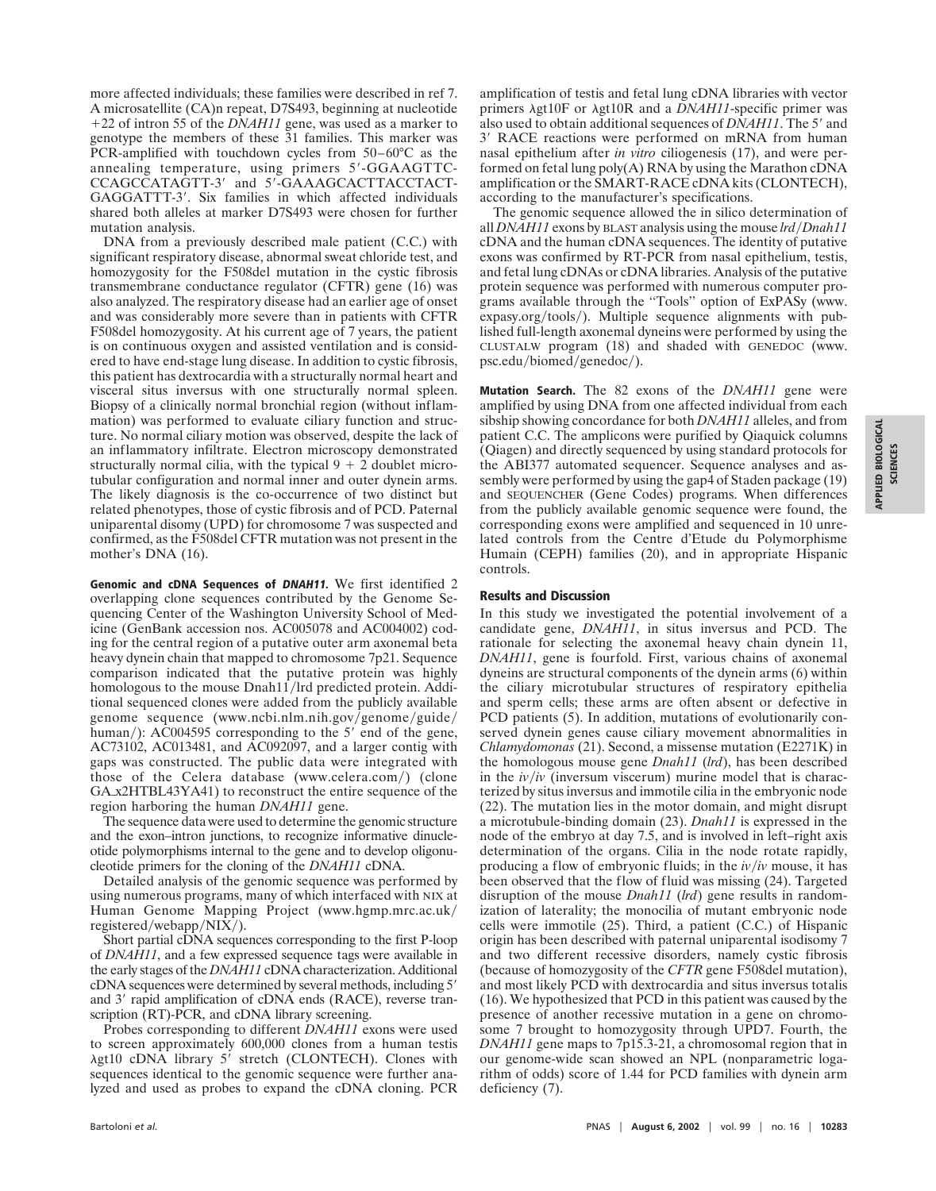more affected individuals; these families were described in ref 7. A microsatellite (CA)n repeat, D7S493, beginning at nucleotide +22 of intron 55 of the *DNAH11* gene, was used as a marker to genotype the members of these 31 families. This marker was PCR-amplified with touchdown cycles from 50–60°C as the annealing temperature, using primers 5′-GGAAGTTC-CCAGCCATAGTT-3′ and 5′-GAAAGCACTTACCTACT-GAGGATTT-3′. Six families in which affected individuals shared both alleles at marker D7S493 were chosen for further mutation analysis.

DNA from a previously described male patient (C.C.) with significant respiratory disease, abnormal sweat chloride test, and homozygosity for the F508del mutation in the cystic fibrosis transmembrane conductance regulator (CFTR) gene (16) was also analyzed. The respiratory disease had an earlier age of onset and was considerably more severe than in patients with CFTR F508del homozygosity. At his current age of 7 years, the patient is on continuous oxygen and assisted ventilation and is considered to have end-stage lung disease. In addition to cystic fibrosis, this patient has dextrocardia with a structurally normal heart and visceral situs inversus with one structurally normal spleen. Biopsy of a clinically normal bronchial region (without inflammation) was performed to evaluate ciliary function and structure. No normal ciliary motion was observed, despite the lack of an inflammatory infiltrate. Electron microscopy demonstrated structurally normal cilia, with the typical 9 + 2 doublet microtubular configuration and normal inner and outer dynein arms. The likely diagnosis is the co-occurrence of two distinct but related phenotypes, those of cystic fibrosis and of PCD. Paternal uniparental disomy (UPD) for chromosome 7 was suspected and confirmed, as the F508del CFTR mutation was not present in the mother's DNA (16).

**Genomic and cDNA Sequences of *DNAH11*.** We first identified 2 overlapping clone sequences contributed by the Genome Sequencing Center of the Washington University School of Medicine (GenBank accession nos. AC005078 and AC004002) coding for the central region of a putative outer arm axonemal beta heavy dynein chain that mapped to chromosome 7p21. Sequence comparison indicated that the putative protein was highly homologous to the mouse Dnah11/lrd predicted protein. Additional sequenced clones were added from the publicly available genome sequence (www.ncbi.nlm.nih.gov/genome/guide/human/): AC004595 corresponding to the 5′ end of the gene, AC73102, AC013481, and AC092097, and a larger contig with gaps was constructed. The public data were integrated with those of the Celera database (www.celera.com/) (clone GA_x2HTBL43YA41) to reconstruct the entire sequence of the region harboring the human *DNAH11* gene.

The sequence data were used to determine the genomic structure and the exon–intron junctions, to recognize informative dinucleotide polymorphisms internal to the gene and to develop oligonucleotide primers for the cloning of the *DNAH11* cDNA.

Detailed analysis of the genomic sequence was performed by using numerous programs, many of which interfaced with NIX at Human Genome Mapping Project (www.hgmp.mrc.ac.uk/registered/webapp/NIX/).

Short partial cDNA sequences corresponding to the first P-loop of *DNAH11*, and a few expressed sequence tags were available in the early stages of the *DNAH11* cDNA characterization. Additional cDNA sequences were determined by several methods, including 5′ and 3′ rapid amplification of cDNA ends (RACE), reverse transcription (RT)-PCR, and cDNA library screening.

Probes corresponding to different *DNAH11* exons were used to screen approximately 600,000 clones from a human testis λgt10 cDNA library 5′ stretch (CLONTECH). Clones with sequences identical to the genomic sequence were further analyzed and used as probes to expand the cDNA cloning. PCR amplification of testis and fetal lung cDNA libraries with vector primers λgt10F or λgt10R and a *DNAH11*-specific primer was also used to obtain additional sequences of *DNAH11*. The 5′ and 3′ RACE reactions were performed on mRNA from human nasal epithelium after *in vitro* ciliogenesis (17), and were performed on fetal lung poly(A) RNA by using the Marathon cDNA amplification or the SMART-RACE cDNA kits (CLONTECH), according to the manufacturer's specifications.

The genomic sequence allowed the in silico determination of all *DNAH11* exons by BLAST analysis using the mouse *lrd*/*Dnah11* cDNA and the human cDNA sequences. The identity of putative exons was confirmed by RT-PCR from nasal epithelium, testis, and fetal lung cDNAs or cDNA libraries. Analysis of the putative protein sequence was performed with numerous computer programs available through the "Tools" option of ExPASy (www.expasy.org/tools/). Multiple sequence alignments with published full-length axonemal dyneins were performed by using the CLUSTALW program (18) and shaded with GENEDOC (www.psc.edu/biomed/genedoc/).

**Mutation Search.** The 82 exons of the *DNAH11* gene were amplified by using DNA from one affected individual from each sibship showing concordance for both *DNAH11* alleles, and from patient C.C. The amplicons were purified by Qiaquick columns (Qiagen) and directly sequenced by using standard protocols for the ABI377 automated sequencer. Sequence analyses and assembly were performed by using the gap4 of Staden package (19) and SEQUENCHER (Gene Codes) programs. When differences from the publicly available genomic sequence were found, the corresponding exons were amplified and sequenced in 10 unrelated controls from the Centre d'Etude du Polymorphisme Humain (CEPH) families (20), and in appropriate Hispanic controls.

## Results and Discussion

In this study we investigated the potential involvement of a candidate gene, *DNAH11*, in situs inversus and PCD. The rationale for selecting the axonemal heavy chain dynein 11, *DNAH11*, gene is fourfold. First, various chains of axonemal dyneins are structural components of the dynein arms (6) within the ciliary microtubular structures of respiratory epithelia and sperm cells; these arms are often absent or defective in PCD patients (5). In addition, mutations of evolutionarily conserved dynein genes cause ciliary movement abnormalities in *Chlamydomonas* (21). Second, a missense mutation (E2271K) in the homologous mouse gene *Dnah11* (*lrd*), has been described in the *iv*/*iv* (inversum viscerum) murine model that is characterized by situs inversus and immotile cilia in the embryonic node (22). The mutation lies in the motor domain, and might disrupt a microtubule-binding domain (23). *Dnah11* is expressed in the node of the embryo at day 7.5, and is involved in left–right axis determination of the organs. Cilia in the node rotate rapidly, producing a flow of embryonic fluids; in the *iv*/*iv* mouse, it has been observed that the flow of fluid was missing (24). Targeted disruption of the mouse *Dnah11* (*lrd*) gene results in randomization of laterality; the monocilia of mutant embryonic node cells were immotile (25). Third, a patient (C.C.) of Hispanic origin has been described with paternal uniparental isodisomy 7 and two different recessive disorders, namely cystic fibrosis (because of homozygosity of the *CFTR* gene F508del mutation), and most likely PCD with dextrocardia and situs inversus totalis (16). We hypothesized that PCD in this patient was caused by the presence of another recessive mutation in a gene on chromosome 7 brought to homozygosity through UPD7. Fourth, the *DNAH11* gene maps to 7p15.3-21, a chromosomal region that in our genome-wide scan showed an NPL (nonparametric logarithm of odds) score of 1.44 for PCD families with dynein arm deficiency (7).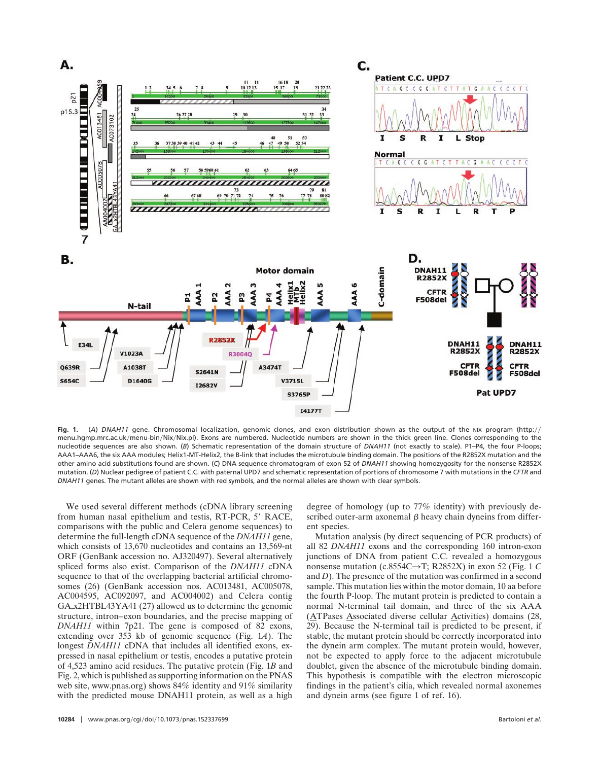**Fig. 1.** (*A*) *DNAH11* gene. Chromosomal localization, genomic clones, and exon distribution shown as the output of the NIX program (http://menu.hgmp.mrc.ac.uk/menu-bin/Nix/Nix.pl). Exons are numbered. Nucleotide numbers are shown in the thick green line. Clones corresponding to the nucleotide sequences are also shown. (*B*) Schematic representation of the domain structure of *DNAH11* (not exactly to scale). P1–P4, the four P-loops; AAA1–AAA6, the six AAA modules; Helix1-MT-Helix2, the B-link that includes the microtubule binding domain. The positions of the R2852X mutation and the other amino acid substitutions found are shown. (*C*) DNA sequence chromatogram of exon 52 of *DNAH11* showing homozygosity for the nonsense R2852X mutation. (*D*) Nuclear pedigree of patient C.C. with paternal UPD7 and schematic representation of portions of chromosome 7 with mutations in the *CFTR* and *DNAH11* genes. The mutant alleles are shown with red symbols, and the normal alleles are shown with clear symbols.

We used several different methods (cDNA library screening from human nasal epithelium and testis, RT-PCR, 5′ RACE, comparisons with the public and Celera genome sequences) to determine the full-length cDNA sequence of the *DNAH11* gene, which consists of 13,670 nucleotides and contains an 13,569-nt ORF (GenBank accession no. AJ320497). Several alternatively spliced forms also exist. Comparison of the *DNAH11* cDNA sequence to that of the overlapping bacterial artificial chromosomes (26) (GenBank accession nos. AC013481, AC005078, AC004595, AC092097, and AC004002) and Celera contig GA_x2HTBL43YA41 (27) allowed us to determine the genomic structure, intron–exon boundaries, and the precise mapping of *DNAH11* within 7p21. The gene is composed of 82 exons, extending over 353 kb of genomic sequence (Fig. 1*A*). The longest *DNAH11* cDNA that includes all identified exons, expressed in nasal epithelium or testis, encodes a putative protein of 4,523 amino acid residues. The putative protein (Fig. 1*B* and Fig. 2, which is published as supporting information on the PNAS web site, www.pnas.org) shows 84% identity and 91% similarity with the predicted mouse DNAH11 protein, as well as a high degree of homology (up to 77% identity) with previously described outer-arm axonemal β heavy chain dyneins from different species.

Mutation analysis (by direct sequencing of PCR products) of all 82 *DNAH11* exons and the corresponding 160 intron-exon junctions of DNA from patient C.C. revealed a homozygous nonsense mutation (c.8554C→T; R2852X) in exon 52 (Fig. 1 *C* and *D*). The presence of the mutation was confirmed in a second sample. This mutation lies within the motor domain, 10 aa before the fourth P-loop. The mutant protein is predicted to contain a normal N-terminal tail domain, and three of the six AAA (ATPases Associated diverse cellular Activities) domains (28, 29). Because the N-terminal tail is predicted to be present, if stable, the mutant protein should be correctly incorporated into the dynein arm complex. The mutant protein would, however, not be expected to apply force to the adjacent microtubule doublet, given the absence of the microtubule binding domain. This hypothesis is compatible with the electron microscopic findings in the patient's cilia, which revealed normal axonemes and dynein arms (see figure 1 of ref. 16).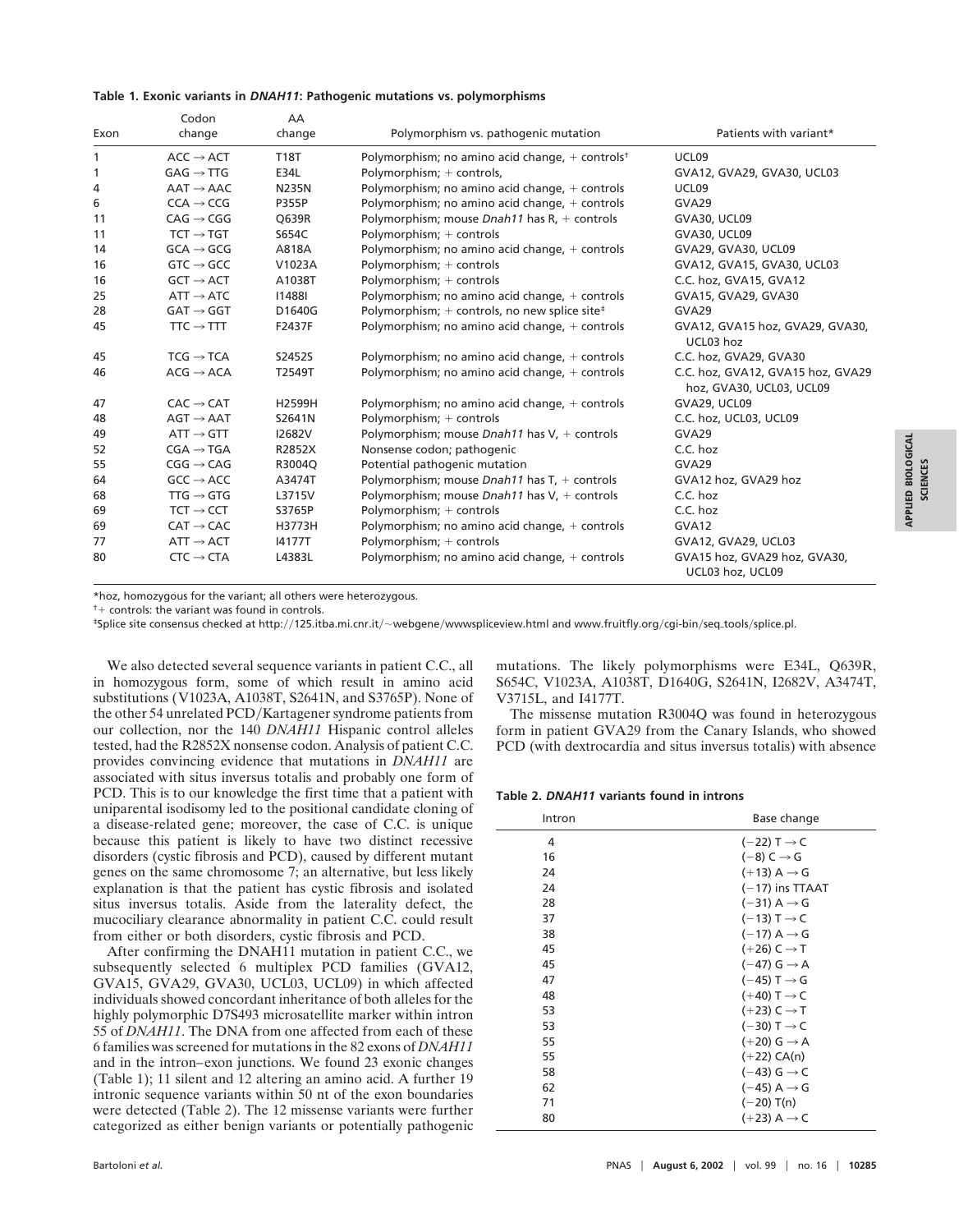**Table 1. Exonic variants in *DNAH11*: Pathogenic mutations vs. polymorphisms**

| Exon | Codon change | AA change | Polymorphism vs. pathogenic mutation | Patients with variant* |
|---|---|---|---|---|
| 1 | ACC → ACT | T18T | Polymorphism; no amino acid change, + controls[†] | UCL09 |
| 1 | GAG → TTG | E34L | Polymorphism; + controls, | GVA12, GVA29, GVA30, UCL03 |
| 4 | AAT → AAC | N235N | Polymorphism; no amino acid change, + controls | UCL09 |
| 6 | CCA → CCG | P355P | Polymorphism; no amino acid change, + controls | GVA29 |
| 11 | CAG → CGG | Q639R | Polymorphism; mouse *Dnah11* has R, + controls | GVA30, UCL09 |
| 11 | TCT → TGT | S654C | Polymorphism; + controls | GVA30, UCL09 |
| 14 | GCA → GCG | A818A | Polymorphism; no amino acid change, + controls | GVA29, GVA30, UCL09 |
| 16 | GTC → GCC | V1023A | Polymorphism; + controls | GVA12, GVA15, GVA30, UCL03 |
| 16 | GCT → ACT | A1038T | Polymorphism; + controls | C.C. hoz, GVA15, GVA12 |
| 25 | ATT → ATC | I1488I | Polymorphism; no amino acid change, + controls | GVA15, GVA29, GVA30 |
| 28 | GAT → GGT | D1640G | Polymorphism; + controls, no new splice site[‡] | GVA29 |
| 45 | TTC → TTT | F2437F | Polymorphism; no amino acid change, + controls | GVA12, GVA15 hoz, GVA29, GVA30, UCL03 hoz |
| 45 | TCG → TCA | S2452S | Polymorphism; no amino acid change, + controls | C.C. hoz, GVA29, GVA30 |
| 46 | ACG → ACA | T2549T | Polymorphism; no amino acid change, + controls | C.C. hoz, GVA12, GVA15 hoz, GVA29 hoz, GVA30, UCL03, UCL09 |
| 47 | CAC → CAT | H2599H | Polymorphism; no amino acid change, + controls | GVA29, UCL09 |
| 48 | AGT → AAT | S2641N | Polymorphism; + controls | C.C. hoz, UCL03, UCL09 |
| 49 | ATT → GTT | I2682V | Polymorphism; mouse *Dnah11* has V, + controls | GVA29 |
| 52 | CGA → TGA | R2852X | Nonsense codon; pathogenic | C.C. hoz |
| 55 | CGG → CAG | R3004Q | Potential pathogenic mutation | GVA29 |
| 64 | GCC → ACC | A3474T | Polymorphism; mouse *Dnah11* has T, + controls | GVA12 hoz, GVA29 hoz |
| 68 | TTG → GTG | L3715V | Polymorphism; mouse *Dnah11* has V, + controls | C.C. hoz |
| 69 | TCT → CCT | S3765P | Polymorphism; + controls | C.C. hoz |
| 69 | CAT → CAC | H3773H | Polymorphism; no amino acid change, + controls | GVA12 |
| 77 | ATT → ACT | I4177T | Polymorphism; + controls | GVA12, GVA29, UCL03 |
| 80 | CTC → CTA | L4383L | Polymorphism; no amino acid change, + controls | GVA15 hoz, GVA29 hoz, GVA30, UCL03 hoz, UCL09 |

*hoz, homozygous for the variant; all others were heterozygous.

[†]+ controls: the variant was found in controls.

[‡]Splice site consensus checked at http://125.itba.mi.cnr.it/~webgene/wwwspliceview.html and www.fruitfly.org/cgi-bin/seq_tools/splice.pl.

We also detected several sequence variants in patient C.C., all in homozygous form, some of which result in amino acid substitutions (V1023A, A1038T, S2641N, and S3765P). None of the other 54 unrelated PCD/Kartagener syndrome patients from our collection, nor the 140 *DNAH11* Hispanic control alleles tested, had the R2852X nonsense codon. Analysis of patient C.C. provides convincing evidence that mutations in *DNAH11* are associated with situs inversus totalis and probably one form of PCD. This is to our knowledge the first time that a patient with uniparental isodisomy led to the positional candidate cloning of a disease-related gene; moreover, the case of C.C. is unique because this patient is likely to have two distinct recessive disorders (cystic fibrosis and PCD), caused by different mutant genes on the same chromosome 7; an alternative, but less likely explanation is that the patient has cystic fibrosis and isolated situs inversus totalis. Aside from the laterality defect, the mucociliary clearance abnormality in patient C.C. could result from either or both disorders, cystic fibrosis and PCD.

After confirming the DNAH11 mutation in patient C.C., we subsequently selected 6 multiplex PCD families (GVA12, GVA15, GVA29, GVA30, UCL03, UCL09) in which affected individuals showed concordant inheritance of both alleles for the highly polymorphic D7S493 microsatellite marker within intron 55 of *DNAH11*. The DNA from one affected from each of these 6 families was screened for mutations in the 82 exons of *DNAH11* and in the intron–exon junctions. We found 23 exonic changes (Table 1); 11 silent and 12 altering an amino acid. A further 19 intronic sequence variants within 50 nt of the exon boundaries were detected (Table 2). The 12 missense variants were further categorized as either benign variants or potentially pathogenic mutations. The likely polymorphisms were E34L, Q639R, S654C, V1023A, A1038T, D1640G, S2641N, I2682V, A3474T, V3715L, and I4177T.

The missense mutation R3004Q was found in heterozygous form in patient GVA29 from the Canary Islands, who showed PCD (with dextrocardia and situs inversus totalis) with absence

**Table 2. *DNAH11* variants found in introns**

| Intron | Base change |
|---|---|
| 4 | (−22) T → C |
| 16 | (−8) C → G |
| 24 | (+13) A → G |
| 24 | (−17) ins TTAAT |
| 28 | (−31) A → G |
| 37 | (−13) T → C |
| 38 | (−17) A → G |
| 45 | (+26) C → T |
| 45 | (−47) G → A |
| 47 | (−45) T → G |
| 48 | (+40) T → C |
| 53 | (+23) C → T |
| 53 | (−30) T → C |
| 55 | (+20) G → A |
| 55 | (+22) CA(n) |
| 58 | (−43) G → C |
| 62 | (−45) A → G |
| 71 | (−20) T(n) |
| 80 | (+23) A → C |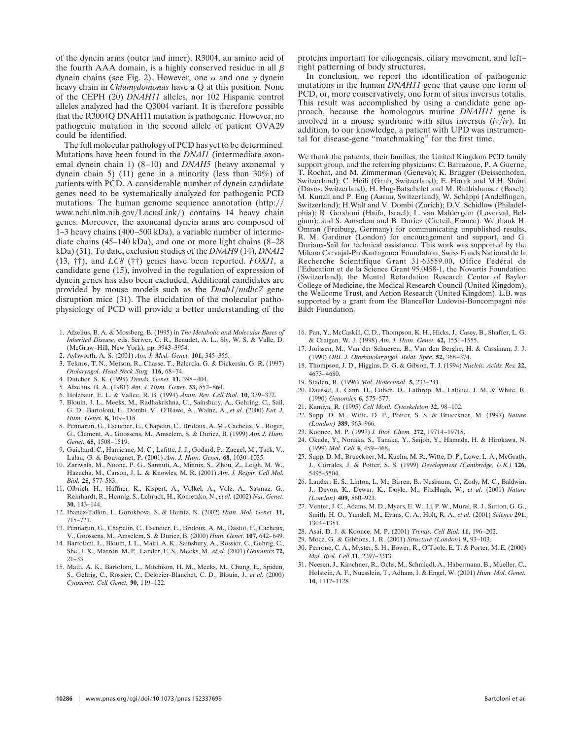of the dynein arms (outer and inner). R3004, an amino acid of the fourth AAA domain, is a highly conserved residue in all $\beta$ dynein chains (see Fig. 2). However, one $\alpha$ and one $\gamma$ dynein heavy chain in *Chlamydomonas* have a Q at this position. None of the CEPH (20) *DNAH11* alleles, nor 102 Hispanic control alleles analyzed had the Q3004 variant. It is therefore possible that the R3004Q DNAH11 mutation is pathogenic. However, no pathogenic mutation in the second allele of patient GVA29 could be identified.

The full molecular pathology of PCD has yet to be determined. Mutations have been found in the *DNAI1* (intermediate axonemal dynein chain 1) (8–10) and *DNAH5* (heavy axonemal $\gamma$ dynein chain 5) (11) gene in a minority (less than 30%) of patients with PCD. A considerable number of dynein candidate genes need to be systematically analyzed for pathogenic PCD mutations. The human genome sequence annotation (http://www.ncbi.nlm.nih.gov/LocusLink/) contains 14 heavy chain genes. Moreover, the axonemal dynein arms are composed of 1–3 heavy chains (400–500 kDa), a variable number of intermediate chains (45–140 kDa), and one or more light chains (8–28 kDa) (31). To date, exclusion studies of the *DNAH9* (14), *DNAI2* (13, ††), and *LC8* (††) genes have been reported. *FOXJ1*, a candidate gene (15), involved in the regulation of expression of dynein genes has also been excluded. Additional candidates are provided by mouse models such as the *Dnah1/mdhc7* gene disruption mice (31). The elucidation of the molecular pathophysiology of PCD will provide a better understanding of the proteins important for ciliogenesis, ciliary movement, and left–right patterning of body structures.

In conclusion, we report the identification of pathogenic mutations in the human *DNAH11* gene that cause one form of PCD, or, more conservatively, one form of situs inversus totalis. This result was accomplished by using a candidate gene approach, because the homologous murine *DNAH11* gene is involved in a mouse syndrome with situs inversus (*iv/iv*). In addition, to our knowledge, a patient with UPD was instrumental for disease-gene "matchmaking" for the first time.

We thank the patients, their families, the United Kingdom PCD family support group, and the referring physicians: C. Barrazone, P. A Guerne, T. Rochat, and M. Zimmerman (Geneva); K. Brugger (Deissenhofen, Switzerland); C. Heili (Grub, Switzerland); E. Horak and M.H. Shöni (Davos, Switzerland); H. Hug-Batschelet and M. Ruthishauser (Basel); M. Kunzli and P. Eng (Aarau, Switzerland); W. Schäppi (Andelfingen, Switzerland); H.Walt and V. Dombi (Zurich); D.V. Schidlow (Philadelphia); R. Gershoni (Haifa, Israel); L. van Maldergem (Loverval, Belgium); and S. Amselem and B. Duriez (Creteil, France). We thank H. Omran (Freiburg, Germany) for communicating unpublished results, R. M. Gardiner (London) for encouragement and support, and G. Duriaux-Saïl for technical assistance. This work was supported by the Milena Carvajal-ProKartagener Foundation, Swiss Fonds National de la Recherche Scientifique Grant 31-63559.00, Office Fédéral de l'Education et de la Science Grant 95.0458-1, the Novartis Foundation (Switzerland), the Mental Retardation Research Center of Baylor College of Medicine, the Medical Research Council (United Kingdom), the Wellcome Trust, and Action Research (United Kingdom). L.B. was supported by a grant from the Blanceflor Ludovisi-Boncompagni née Bildt Foundation.

1. Afzelius, B. A. & Mossberg, B. (1995) in *The Metabolic and Molecular Bases of Inherited Disease*, eds. Scriver, C. R., Beaudet, A. L., Sly, W. S. & Valle, D. (McGraw–Hill, New York), pp. 3943–3954.
2. Aylsworth, A. S. (2001) *Am. J. Med. Genet.* **101,** 345–355.
3. Teknos, T. N., Metson, R., Chasse, T., Balercia, G. & Dickersin, G. R. (1997) *Otolaryngol. Head Neck Surg.* **116,** 68–74.
4. Dutcher, S. K. (1995) *Trends. Genet.* **11,** 398–404.
5. Afzelius, B. A. (1981) *Am. J. Hum. Genet.* **33,** 852–864.
6. Holzbaur, E. L. & Vallee, R. B. (1994) *Annu. Rev. Cell Biol.* **10,** 339–372.
7. Blouin, J. L., Meeks, M., Radhakrishna, U., Sainsbury, A., Gehring, C., Sail, G. D., Bartoloni, L., Dombi, V., O'Rawe, A., Walne, A., *et al.* (2000) *Eur. J. Hum. Genet.* **8,** 109–118.
8. Pennarun, G., Escudier, E., Chapelin, C., Bridoux, A. M., Cacheux, V., Roger, G., Clement, A., Goossens, M., Amselem, S. & Duriez, B. (1999) *Am. J. Hum. Genet.* **65,** 1508–1519.
9. Guichard, C., Harricane, M. C., Lafitte, J. J., Godard, P., Zaegel, M., Tack, V., Lalau, G. & Bouvagnet, P. (2001) *Am. J. Hum. Genet.* **68,** 1030–1035.
10. Zariwala, M., Noone, P. G., Sannuti, A., Minnix, S., Zhou, Z., Leigh, M. W., Hazucha, M., Carson, J. L. & Knowles, M. R. (2001) *Am. J. Respir. Cell Mol. Biol.* **25,** 577–583.
11. Olbrich, H., Haffner, K., Kispert, A., Volkel, A., Volz, A., Sasmaz, G., Reinhardt, R., Hennig, S., Lehrach, H., Konietzko, N., *et al.* (2002) *Nat. Genet.* **30,** 143–144.
12. Ibanez-Tallon, I., Gorokhova, S. & Heintz, N. (2002) *Hum. Mol. Genet.* **11,** 715–721.
13. Pennarun, G., Chapelin, C., Escudier, E., Bridoux, A. M., Dastot, F., Cacheux, V., Goossens, M., Amselem, S. & Duriez, B. (2000) *Hum. Genet.* **107,** 642–649.
14. Bartoloni, L., Blouin, J. L., Maiti, A. K., Sainsbury, A., Rossier, C., Gehrig, C., She, J. X., Marron, M. P., Lander, E. S., Meeks, M., *et al.* (2001) *Genomics* **72,** 21–33.
15. Maiti, A. K., Bartoloni, L., Mitchison, H. M., Meeks, M., Chung, E., Spiden, S., Gehrig, C., Rossier, C., Delozier-Blanchet, C. D., Blouin, J., *et al.* (2000) *Cytogenet. Cell Genet.* **90,** 119–122.
16. Pan, Y., McCaskill, C. D., Thompson, K. H., Hicks, J., Casey, B., Shaffer, L. G. & Craigen, W. J. (1998) *Am. J. Hum. Genet.* **62,** 1551–1555.
17. Jorissen, M., Van der Schueren, B., Van den Berghe, H. & Cassiman, J. J. (1990) *ORL J. Otorhinolaryngol. Relat. Spec.* **52,** 368–374.
18. Thompson, J. D., Higgins, D. G. & Gibson, T. J. (1994) *Nucleic. Acids. Res.* **22,** 4673–4680.
19. Staden, R. (1996) *Mol. Biotechnol.* **5,** 233–241.
20. Dausset, J., Cann, H., Cohen, D., Lathrop, M., Lalouel, J. M. & White, R. (1990) *Genomics* **6,** 575–577.
21. Kamiya, R. (1995) *Cell Motil. Cytoskeleton* **32,** 98–102.
22. Supp, D. M., Witte, D. P., Potter, S. S. & Brueckner, M. (1997) *Nature (London)* **389,** 963–966.
23. Koonce, M. P. (1997) *J. Biol. Chem.* **272,** 19714–19718.
24. Okada, Y., Nonaka, S., Tanaka, Y., Saijoh, Y., Hamada, H. & Hirokawa, N. (1999) *Mol. Cell* **4,** 459–468.
25. Supp, D. M., Brueckner, M., Kuehn, M. R., Witte, D. P., Lowe, L. A., McGrath, J., Corrales, J. & Potter, S. S. (1999) *Development (Cambridge, U.K.)* **126,** 5495–5504.
26. Lander, E. S., Linton, L. M., Birren, B., Nusbaum, C., Zody, M. C., Baldwin, J., Devon, K., Dewar, K., Doyle, M., FitzHugh, W., *et al.* (2001) *Nature (London)* **409,** 860–921.
27. Venter, J. C., Adams, M. D., Myers, E. W., Li, P. W., Mural, R. J., Sutton, G. G., Smith, H. O., Yandell, M., Evans, C. A., Holt, R. A., *et al.* (2001) *Science* **291,** 1304–1351.
28. Asai, D. J. & Koonce, M. P. (2001) *Trends. Cell Biol.* **11,** 196–202.
29. Mocz, G. & Gibbons, I. R. (2001) *Structure (London)* **9,** 93–103.
30. Perrone, C. A., Myster, S. H., Bower, R., O'Toole, E. T. & Porter, M. E. (2000) *Mol. Biol. Cell* **11,** 2297–2313.
31. Neesen, J., Kirschner, R., Ochs, M., Schmiedl, A., Habermann, B., Mueller, C., Holstein, A. F., Nuesslein, T., Adham, I. & Engel, W. (2001) *Hum. Mol. Genet.* **10,** 1117–1128.